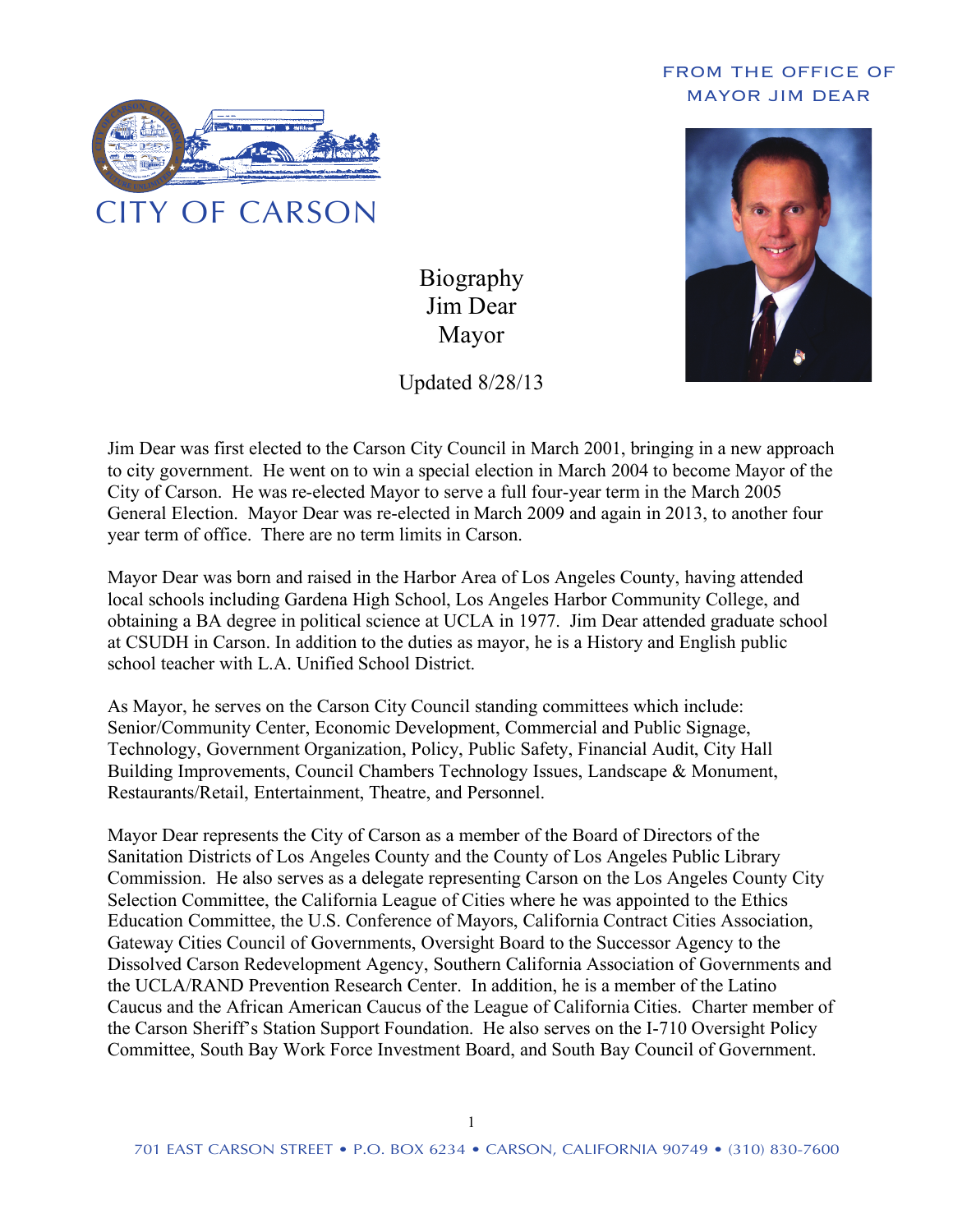FROM THE OFFICE OF
MAYOR JIM DEAR

CITY OF CARSON

# Biography
# Jim Dear
# Mayor

Updated 8/28/13

Jim Dear was first elected to the Carson City Council in March 2001, bringing in a new approach to city government. He went on to win a special election in March 2004 to become Mayor of the City of Carson. He was re-elected Mayor to serve a full four-year term in the March 2005 General Election. Mayor Dear was re-elected in March 2009 and again in 2013, to another four year term of office. There are no term limits in Carson.

Mayor Dear was born and raised in the Harbor Area of Los Angeles County, having attended local schools including Gardena High School, Los Angeles Harbor Community College, and obtaining a BA degree in political science at UCLA in 1977. Jim Dear attended graduate school at CSUDH in Carson. In addition to the duties as mayor, he is a History and English public school teacher with L.A. Unified School District.

As Mayor, he serves on the Carson City Council standing committees which include: Senior/Community Center, Economic Development, Commercial and Public Signage, Technology, Government Organization, Policy, Public Safety, Financial Audit, City Hall Building Improvements, Council Chambers Technology Issues, Landscape & Monument, Restaurants/Retail, Entertainment, Theatre, and Personnel.

Mayor Dear represents the City of Carson as a member of the Board of Directors of the Sanitation Districts of Los Angeles County and the County of Los Angeles Public Library Commission. He also serves as a delegate representing Carson on the Los Angeles County City Selection Committee, the California League of Cities where he was appointed to the Ethics Education Committee, the U.S. Conference of Mayors, California Contract Cities Association, Gateway Cities Council of Governments, Oversight Board to the Successor Agency to the Dissolved Carson Redevelopment Agency, Southern California Association of Governments and the UCLA/RAND Prevention Research Center. In addition, he is a member of the Latino Caucus and the African American Caucus of the League of California Cities. Charter member of the Carson Sheriff's Station Support Foundation. He also serves on the I-710 Oversight Policy Committee, South Bay Work Force Investment Board, and South Bay Council of Government.

701 EAST CARSON STREET • P.O. BOX 6234 • CARSON, CALIFORNIA 90749 • (310) 830-7600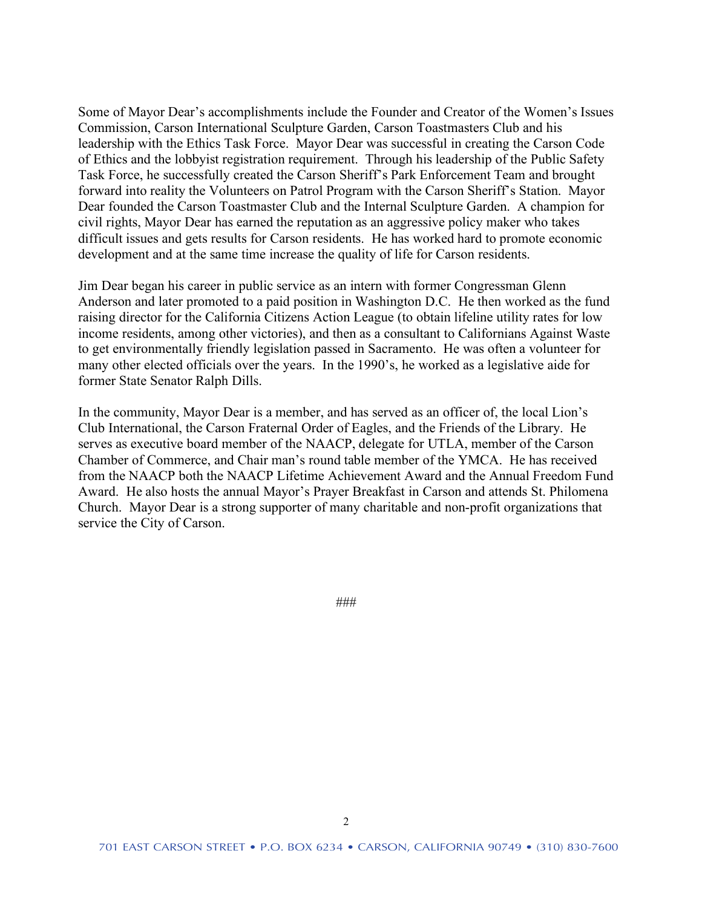Some of Mayor Dear's accomplishments include the Founder and Creator of the Women's Issues Commission, Carson International Sculpture Garden, Carson Toastmasters Club and his leadership with the Ethics Task Force. Mayor Dear was successful in creating the Carson Code of Ethics and the lobbyist registration requirement. Through his leadership of the Public Safety Task Force, he successfully created the Carson Sheriff's Park Enforcement Team and brought forward into reality the Volunteers on Patrol Program with the Carson Sheriff's Station. Mayor Dear founded the Carson Toastmaster Club and the Internal Sculpture Garden. A champion for civil rights, Mayor Dear has earned the reputation as an aggressive policy maker who takes difficult issues and gets results for Carson residents. He has worked hard to promote economic development and at the same time increase the quality of life for Carson residents.

Jim Dear began his career in public service as an intern with former Congressman Glenn Anderson and later promoted to a paid position in Washington D.C. He then worked as the fund raising director for the California Citizens Action League (to obtain lifeline utility rates for low income residents, among other victories), and then as a consultant to Californians Against Waste to get environmentally friendly legislation passed in Sacramento. He was often a volunteer for many other elected officials over the years. In the 1990's, he worked as a legislative aide for former State Senator Ralph Dills.

In the community, Mayor Dear is a member, and has served as an officer of, the local Lion's Club International, the Carson Fraternal Order of Eagles, and the Friends of the Library. He serves as executive board member of the NAACP, delegate for UTLA, member of the Carson Chamber of Commerce, and Chair man's round table member of the YMCA. He has received from the NAACP both the NAACP Lifetime Achievement Award and the Annual Freedom Fund Award. He also hosts the annual Mayor's Prayer Breakfast in Carson and attends St. Philomena Church. Mayor Dear is a strong supporter of many charitable and non-profit organizations that service the City of Carson.

###

701 EAST CARSON STREET • P.O. BOX 6234 • CARSON, CALIFORNIA 90749 • (310) 830-7600